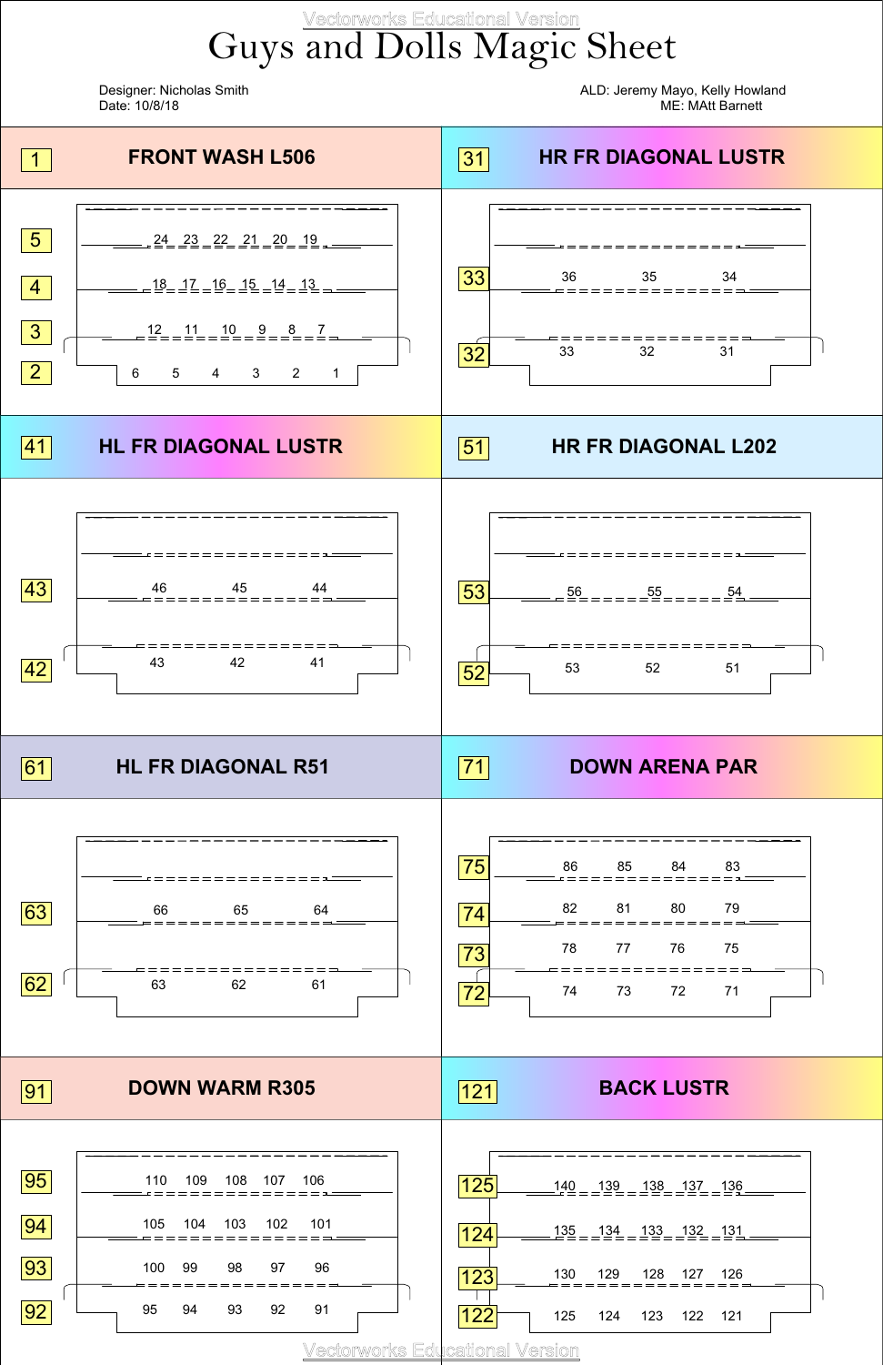# Guys and Dolls Magic Sheet

Designer: Nicholas Smith
Date: 10/8/18

ALD: Jeremy Mayo, Kelly Howland
ME: MAtt Barnett

## 1 FRONT WASH L506

| Submaster | Channels | | | | | |
|---|---|---|---|---|---|---|
| 5 | 24 | 23 | 22 | 21 | 20 | 19 |
| 4 | 18 | 17 | 16 | 15 | 14 | 13 |
| 3 | 12 | 11 | 10 | 9 | 8 | 7 |
| 2 | 6 | 5 | 4 | 3 | 2 | 1 |

## 31 HR FR DIAGONAL LUSTR

| Submaster | Channels | | |
|---|---|---|---|
| 33 | 36 | 35 | 34 |
| 32 | 33 | 32 | 31 |

## 41 HL FR DIAGONAL LUSTR

| Submaster | Channels | | |
|---|---|---|---|
| 43 | 46 | 45 | 44 |
| 42 | 43 | 42 | 41 |

## 51 HR FR DIAGONAL L202

| Submaster | Channels | | |
|---|---|---|---|
| 53 | 56 | 55 | 54 |
| 52 | 53 | 52 | 51 |

## 61 HL FR DIAGONAL R51

| Submaster | Channels | | |
|---|---|---|---|
| 63 | 66 | 65 | 64 |
| 62 | 63 | 62 | 61 |

## 71 DOWN ARENA PAR

| Submaster | Channels | | | |
|---|---|---|---|---|
| 75 | 86 | 85 | 84 | 83 |
| 74 | 82 | 81 | 80 | 79 |
| 73 | 78 | 77 | 76 | 75 |
| 72 | 74 | 73 | 72 | 71 |

## 91 DOWN WARM R305

| Submaster | Channels | | | | |
|---|---|---|---|---|---|
| 95 | 110 | 109 | 108 | 107 | 106 |
| 94 | 105 | 104 | 103 | 102 | 101 |
| 93 | 100 | 99 | 98 | 97 | 96 |
| 92 | 95 | 94 | 93 | 92 | 91 |

## 121 BACK LUSTR

| Submaster | Channels | | | | |
|---|---|---|---|---|---|
| 125 | 140 | 139 | 138 | 137 | 136 |
| 124 | 135 | 134 | 133 | 132 | 131 |
| 123 | 130 | 129 | 128 | 127 | 126 |
| 122 | 125 | 124 | 123 | 122 | 121 |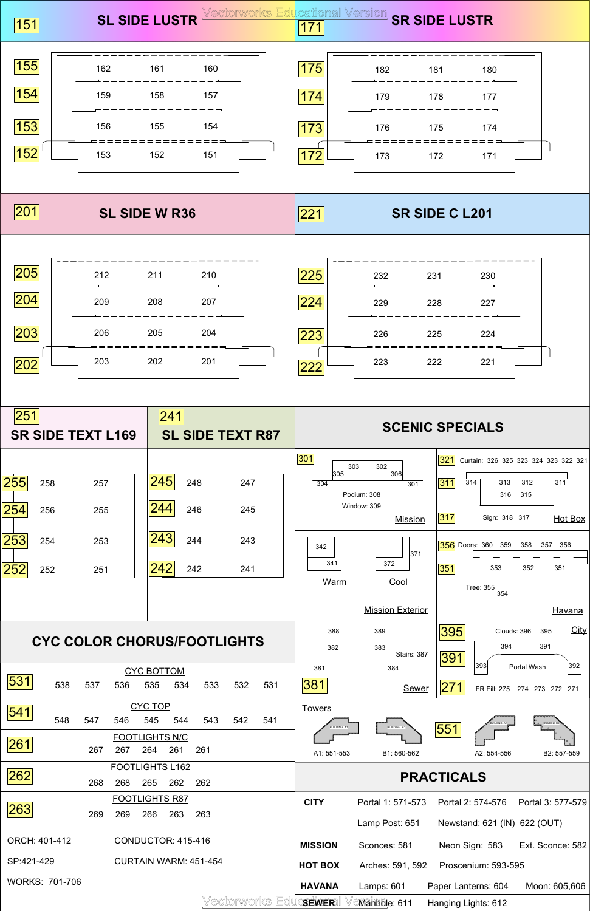## 151 SL SIDE LUSTR

| | | | |
|---|---|---|---|
| 155 | 162 | 161 | 160 |
| 154 | 159 | 158 | 157 |
| 153 | 156 | 155 | 154 |
| 152 | 153 | 152 | 151 |

## 171 SR SIDE LUSTR

| | | | |
|---|---|---|---|
| 175 | 182 | 181 | 180 |
| 174 | 179 | 178 | 177 |
| 173 | 176 | 175 | 174 |
| 172 | 173 | 172 | 171 |

## 201 SL SIDE W R36

| | | | |
|---|---|---|---|
| 205 | 212 | 211 | 210 |
| 204 | 209 | 208 | 207 |
| 203 | 206 | 205 | 204 |
| 202 | 203 | 202 | 201 |

## 221 SR SIDE C L201

| | | | |
|---|---|---|---|
| 225 | 232 | 231 | 230 |
| 224 | 229 | 228 | 227 |
| 223 | 226 | 225 | 224 |
| 222 | 223 | 222 | 221 |

## 251 SR SIDE TEXT L169

| | | |
|---|---|---|
| 255 | 258 | 257 |
| 254 | 256 | 255 |
| 253 | 254 | 253 |
| 252 | 252 | 251 |

## 241 SL SIDE TEXT R87

| | | |
|---|---|---|
| 245 | 248 | 247 |
| 244 | 246 | 245 |
| 243 | 244 | 243 |
| 242 | 242 | 241 |

## SCENIC SPECIALS

**301 Mission**

303 302
305 306
304 301
Podium: 308
Window: 309

**321 / 311 / 317 Hot Box**

Curtain: 326 325 323 324 323 322 321
314 313 312 311
316 315
Sign: 318 317

**Mission Exterior**

342 341 — Warm
372 371 — Cool

**356 / 351 Havana**

Doors: 360 359 358 357 356
353 352 351
Tree: 355 354

**381 Sewer**

388 389
382 383
Stairs: 387
381 384

**395 / 391 / 271 City**

Clouds: 396 395
394 391
393 Portal Wash 392
FR Fill: 275 274 273 272 271

**Towers** — 551

A1: 551-553
B1: 560-562
A2: 554-556
B2: 557-559

## CYC COLOR CHORUS/FOOTLIGHTS

**531 — CYC BOTTOM:** 538 537 536 535 534 533 532 531

**541 — CYC TOP:** 548 547 546 545 544 543 542 541

**261 — FOOTLIGHTS N/C:** 267 267 264 261 261

**262 — FOOTLIGHTS L162:** 268 268 265 262 262

**263 — FOOTLIGHTS R87:** 269 269 266 263 263

ORCH: 401-412
CONDUCTOR: 415-416
SP:421-429
CURTAIN WARM: 451-454
WORKS: 701-706

## PRACTICALS

| | | | |
|---|---|---|---|
| **CITY** | Portal 1: 571-573 | Portal 2: 574-576 | Portal 3: 577-579 |
| | Lamp Post: 651 | Newstand: 621 (IN) 622 (OUT) | |
| **MISSION** | Sconces: 581 | Neon Sign: 583 | Ext. Sconce: 582 |
| **HOT BOX** | Arches: 591, 592 | Proscenium: 593-595 | |
| **HAVANA** | Lamps: 601 | Paper Lanterns: 604 | Moon: 605,606 |
| **SEWER** | Manhole: 611 | Hanging Lights: 612 | |